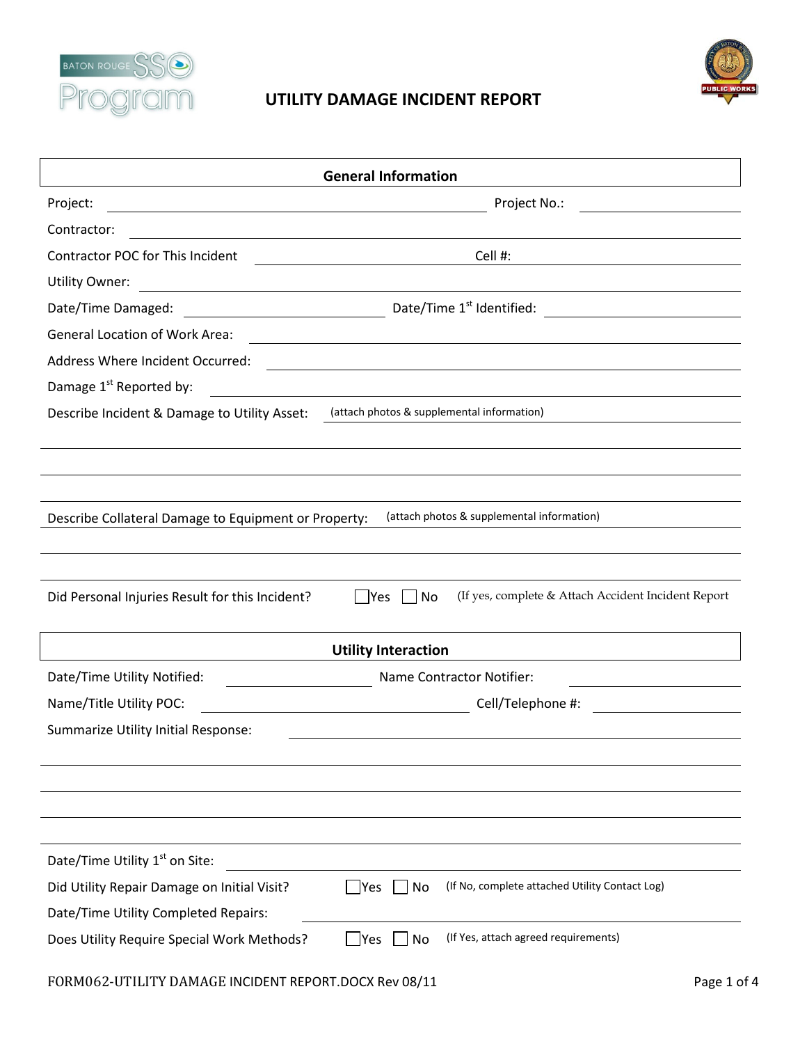# UTILITY DAMAGE INCIDENT REPORT

## General Information

Project: \_\_\_\_\_\_\_\_\_\_\_\_\_\_\_\_\_\_\_\_ Project No.: \_\_\_\_\_\_\_\_\_\_

Contractor: \_\_\_\_\_\_\_\_\_\_\_\_\_\_\_\_\_\_\_\_

Contractor POC for This Incident \_\_\_\_\_\_\_\_\_\_ Cell #: \_\_\_\_\_\_\_\_\_\_

Utility Owner: \_\_\_\_\_\_\_\_\_\_\_\_\_\_\_\_\_\_\_\_

Date/Time Damaged: \_\_\_\_\_\_\_\_\_\_ Date/Time 1st Identified: \_\_\_\_\_\_\_\_\_\_

General Location of Work Area: \_\_\_\_\_\_\_\_\_\_\_\_\_\_\_\_\_\_\_\_

Address Where Incident Occurred: \_\_\_\_\_\_\_\_\_\_\_\_\_\_\_\_\_\_\_\_

Damage 1st Reported by: \_\_\_\_\_\_\_\_\_\_\_\_\_\_\_\_\_\_\_\_

Describe Incident & Damage to Utility Asset: (attach photos & supplemental information)

\_\_\_\_\_\_\_\_\_\_\_\_\_\_\_\_\_\_\_\_

\_\_\_\_\_\_\_\_\_\_\_\_\_\_\_\_\_\_\_\_

\_\_\_\_\_\_\_\_\_\_\_\_\_\_\_\_\_\_\_\_

Describe Collateral Damage to Equipment or Property: (attach photos & supplemental information)

\_\_\_\_\_\_\_\_\_\_\_\_\_\_\_\_\_\_\_\_

\_\_\_\_\_\_\_\_\_\_\_\_\_\_\_\_\_\_\_\_

Did Personal Injuries Result for this Incident? ☐ Yes ☐ No (If yes, complete & Attach Accident Incident Report

## Utility Interaction

Date/Time Utility Notified: \_\_\_\_\_\_\_\_\_\_ Name Contractor Notifier: \_\_\_\_\_\_\_\_\_\_

Name/Title Utility POC: \_\_\_\_\_\_\_\_\_\_ Cell/Telephone #: \_\_\_\_\_\_\_\_\_\_

Summarize Utility Initial Response: \_\_\_\_\_\_\_\_\_\_\_\_\_\_\_\_\_\_\_\_

\_\_\_\_\_\_\_\_\_\_\_\_\_\_\_\_\_\_\_\_

\_\_\_\_\_\_\_\_\_\_\_\_\_\_\_\_\_\_\_\_

\_\_\_\_\_\_\_\_\_\_\_\_\_\_\_\_\_\_\_\_

\_\_\_\_\_\_\_\_\_\_\_\_\_\_\_\_\_\_\_\_

Date/Time Utility 1st on Site: \_\_\_\_\_\_\_\_\_\_\_\_\_\_\_\_\_\_\_\_

Did Utility Repair Damage on Initial Visit? ☐ Yes ☐ No (If No, complete attached Utility Contact Log)

Date/Time Utility Completed Repairs: \_\_\_\_\_\_\_\_\_\_\_\_\_\_\_\_\_\_\_\_

Does Utility Require Special Work Methods? ☐ Yes ☐ No (If Yes, attach agreed requirements)

FORM062-UTILITY DAMAGE INCIDENT REPORT.DOCX Rev 08/11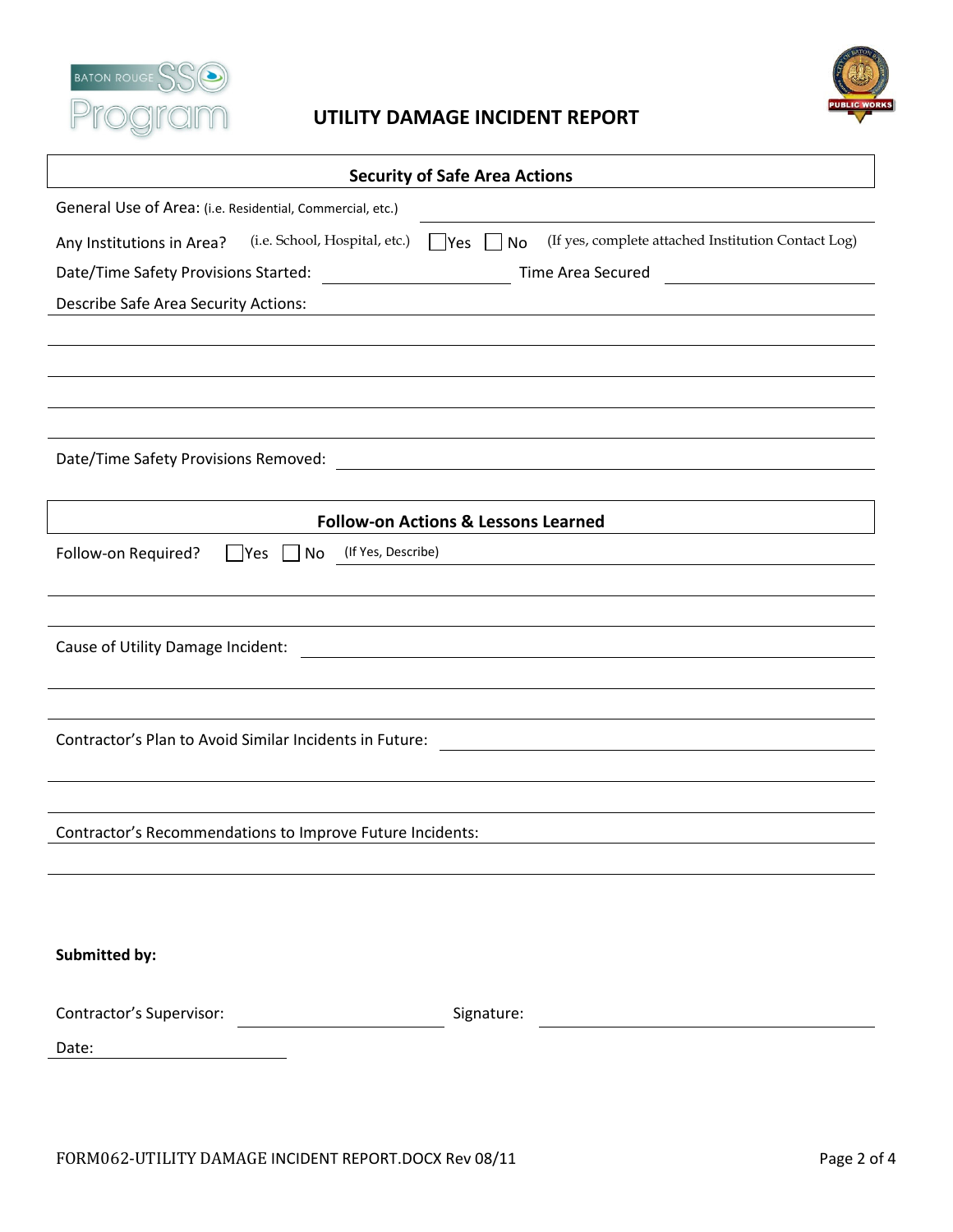# UTILITY DAMAGE INCIDENT REPORT

## Security of Safe Area Actions

General Use of Area: (i.e. Residential, Commercial, etc.) ______________________________

Any Institutions in Area? (i.e. School, Hospital, etc.) ☐ Yes ☐ No (If yes, complete attached Institution Contact Log)

Date/Time Safety Provisions Started: ____________________ Time Area Secured ____________________

Describe Safe Area Security Actions: ______________________________

______________________________

______________________________

______________________________

______________________________

Date/Time Safety Provisions Removed: ______________________________

## Follow-on Actions & Lessons Learned

Follow-on Required? ☐ Yes ☐ No (If Yes, Describe) ______________________________

______________________________

______________________________

Cause of Utility Damage Incident: ______________________________

______________________________

______________________________

Contractor's Plan to Avoid Similar Incidents in Future: ______________________________

______________________________

______________________________

Contractor's Recommendations to Improve Future Incidents: ______________________________

______________________________

**Submitted by:**

Contractor's Supervisor: ____________________ Signature: ____________________

Date: ____________________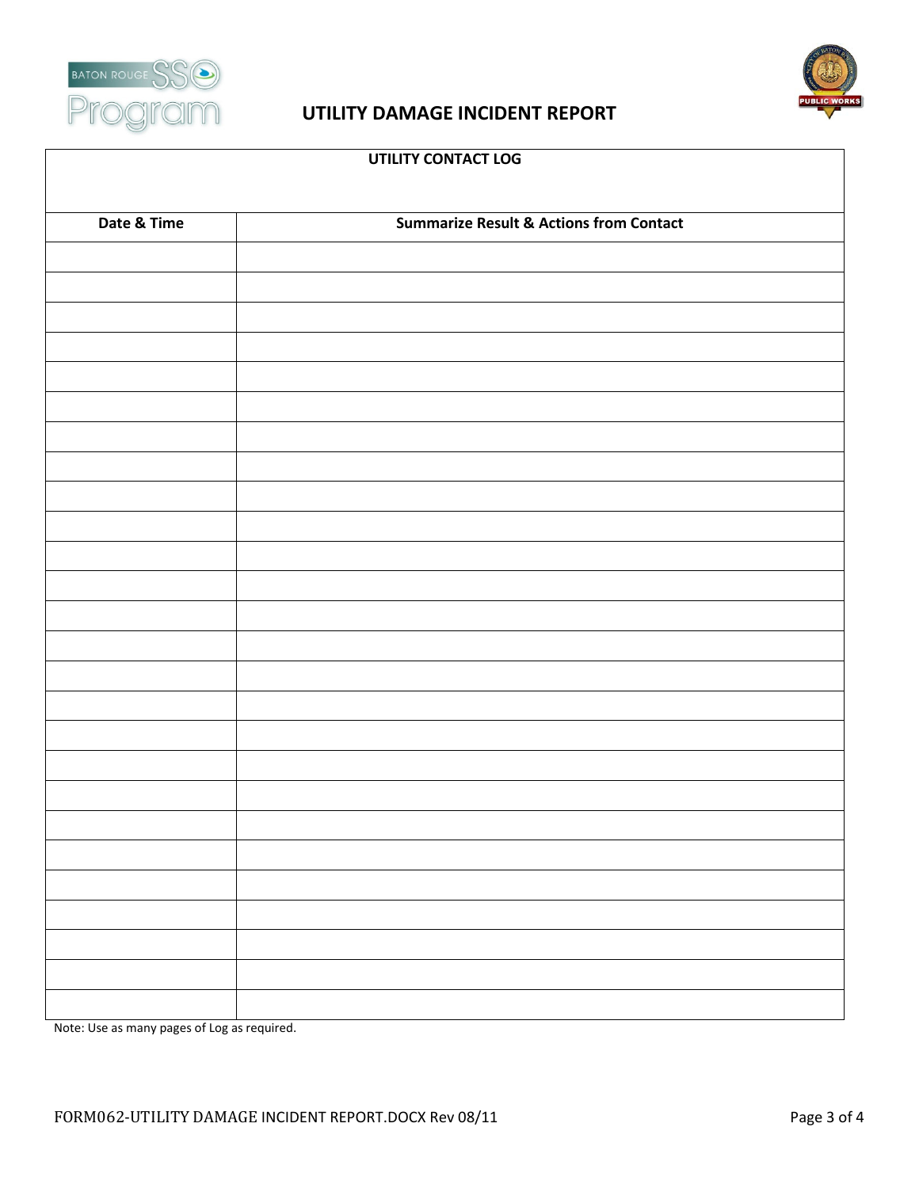# UTILITY DAMAGE INCIDENT REPORT

## UTILITY CONTACT LOG

| Date & Time | Summarize Result & Actions from Contact |
|---|---|
| | |
| | |
| | |
| | |
| | |
| | |
| | |
| | |
| | |
| | |
| | |
| | |
| | |
| | |
| | |
| | |
| | |
| | |
| | |
| | |
| | |
| | |
| | |
| | |
| | |
| | |

Note: Use as many pages of Log as required.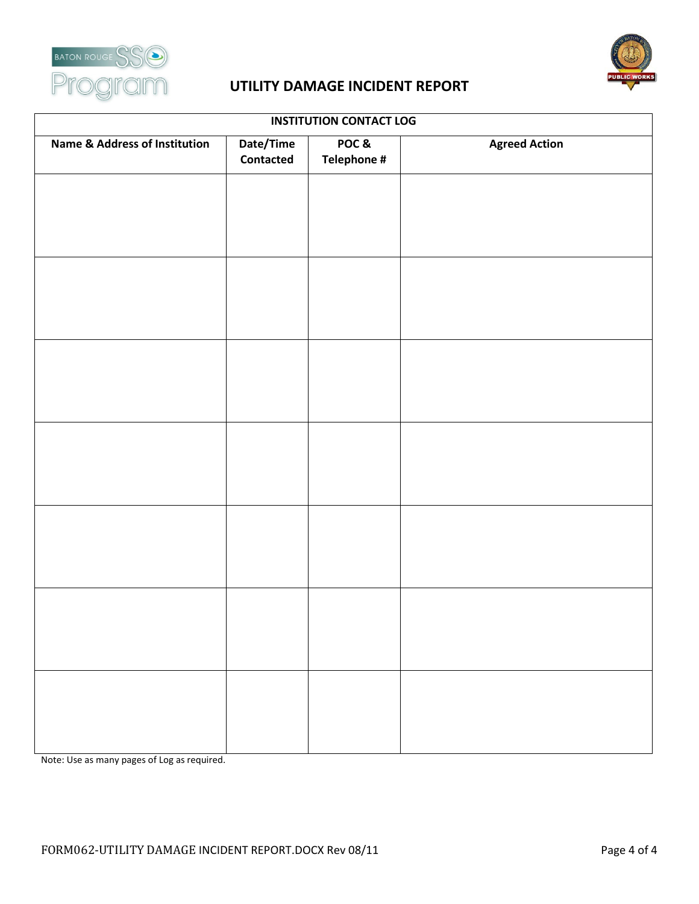# UTILITY DAMAGE INCIDENT REPORT

| INSTITUTION CONTACT LOG | | | |
|---|---|---|---|
| **Name & Address of Institution** | **Date/Time Contacted** | **POC & Telephone #** | **Agreed Action** |
| | | | |
| | | | |
| | | | |
| | | | |
| | | | |
| | | | |
| | | | |

Note: Use as many pages of Log as required.